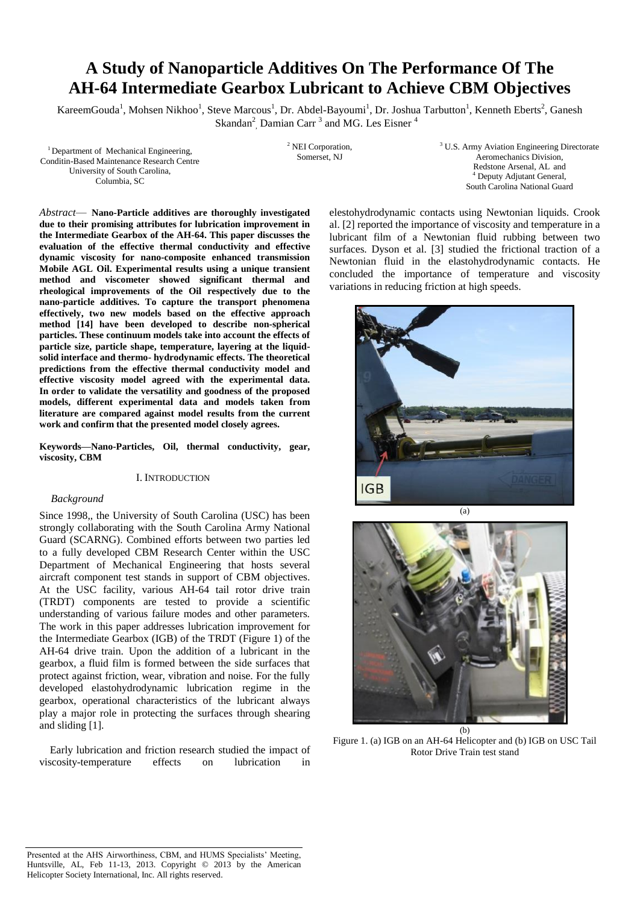# A Study of Nanoparticle Additives On The Performance Of The AH-64 Intermediate Gearbox Lubricant to Achieve CBM Objectives

KareemGouda[1], Mohsen Nikhoo[1], Steve Marcous[1], Dr. Abdel-Bayoumi[1], Dr. Joshua Tarbutton[1], Kenneth Eberts[2], Ganesh Skandan[2], Damian Carr [3] and MG. Les Eisner [4]

[1] Department of Mechanical Engineering, Conditin-Based Maintenance Research Centre University of South Carolina, Columbia, SC

[2] NEI Corporation, Somerset, NJ

[3] U.S. Army Aviation Engineering Directorate Aeromechanics Division, Redstone Arsenal, AL and
[4] Deputy Adjutant General, South Carolina National Guard

*Abstract*— **Nano-Particle additives are thoroughly investigated due to their promising attributes for lubrication improvement in the Intermediate Gearbox of the AH-64. This paper discusses the evaluation of the effective thermal conductivity and effective dynamic viscosity for nano-composite enhanced transmission Mobile AGL Oil. Experimental results using a unique transient method and viscometer showed significant thermal and rheological improvements of the Oil respectively due to the nano-particle additives. To capture the transport phenomena effectively, two new models based on the effective approach method [14] have been developed to describe non-spherical particles. These continuum models take into account the effects of particle size, particle shape, temperature, layering at the liquid-solid interface and thermo- hydrodynamic effects. The theoretical predictions from the effective thermal conductivity model and effective viscosity model agreed with the experimental data. In order to validate the versatility and goodness of the proposed models, different experimental data and models taken from literature are compared against model results from the current work and confirm that the presented model closely agrees.**

**Keywords—Nano-Particles, Oil, thermal conductivity, gear, viscosity, CBM**

## I. Introduction

### *Background*

Since 1998,, the University of South Carolina (USC) has been strongly collaborating with the South Carolina Army National Guard (SCARNG). Combined efforts between two parties led to a fully developed CBM Research Center within the USC Department of Mechanical Engineering that hosts several aircraft component test stands in support of CBM objectives. At the USC facility, various AH-64 tail rotor drive train (TRDT) components are tested to provide a scientific understanding of various failure modes and other parameters. The work in this paper addresses lubrication improvement for the Intermediate Gearbox (IGB) of the TRDT (Figure 1) of the AH-64 drive train. Upon the addition of a lubricant in the gearbox, a fluid film is formed between the side surfaces that protect against friction, wear, vibration and noise. For the fully developed elastohydrodynamic lubrication regime in the gearbox, operational characteristics of the lubricant always play a major role in protecting the surfaces through shearing and sliding [1].

Early lubrication and friction research studied the impact of viscosity-temperature effects on lubrication in elestohydrodynamic contacts using Newtonian liquids. Crook al. [2] reported the importance of viscosity and temperature in a lubricant film of a Newtonian fluid rubbing between two surfaces. Dyson et al. [3] studied the frictional traction of a Newtonian fluid in the elastohydrodynamic contacts. He concluded the importance of temperature and viscosity variations in reducing friction at high speeds.

(a)

(b)

Figure 1. (a) IGB on an AH-64 Helicopter and (b) IGB on USC Tail Rotor Drive Train test stand

Presented at the AHS Airworthiness, CBM, and HUMS Specialists' Meeting, Huntsville, AL, Feb 11-13, 2013. Copyright © 2013 by the American Helicopter Society International, Inc. All rights reserved.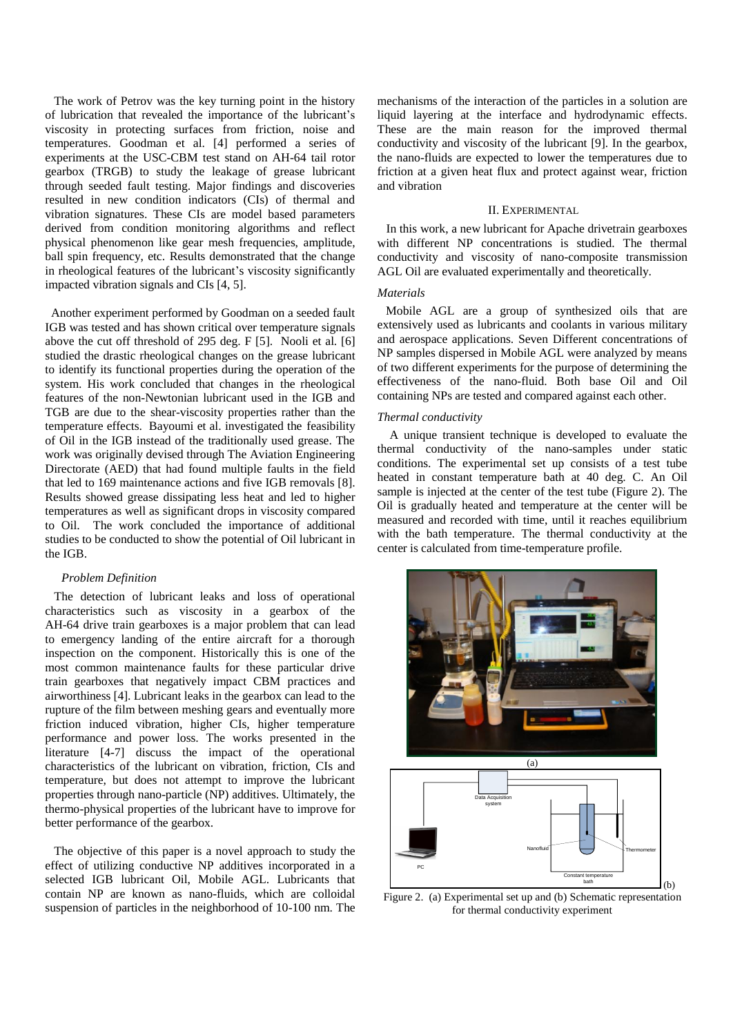The work of Petrov was the key turning point in the history of lubrication that revealed the importance of the lubricant's viscosity in protecting surfaces from friction, noise and temperatures. Goodman et al. [4] performed a series of experiments at the USC-CBM test stand on AH-64 tail rotor gearbox (TRGB) to study the leakage of grease lubricant through seeded fault testing. Major findings and discoveries resulted in new condition indicators (CIs) of thermal and vibration signatures. These CIs are model based parameters derived from condition monitoring algorithms and reflect physical phenomenon like gear mesh frequencies, amplitude, ball spin frequency, etc. Results demonstrated that the change in rheological features of the lubricant's viscosity significantly impacted vibration signals and CIs [4, 5].

Another experiment performed by Goodman on a seeded fault IGB was tested and has shown critical over temperature signals above the cut off threshold of 295 deg. F [5]. Nooli et al. [6] studied the drastic rheological changes on the grease lubricant to identify its functional properties during the operation of the system. His work concluded that changes in the rheological features of the non-Newtonian lubricant used in the IGB and TGB are due to the shear-viscosity properties rather than the temperature effects. Bayoumi et al. investigated the feasibility of Oil in the IGB instead of the traditionally used grease. The work was originally devised through The Aviation Engineering Directorate (AED) that had found multiple faults in the field that led to 169 maintenance actions and five IGB removals [8]. Results showed grease dissipating less heat and led to higher temperatures as well as significant drops in viscosity compared to Oil. The work concluded the importance of additional studies to be conducted to show the potential of Oil lubricant in the IGB.

### *Problem Definition*

The detection of lubricant leaks and loss of operational characteristics such as viscosity in a gearbox of the AH-64 drive train gearboxes is a major problem that can lead to emergency landing of the entire aircraft for a thorough inspection on the component. Historically this is one of the most common maintenance faults for these particular drive train gearboxes that negatively impact CBM practices and airworthiness [4]. Lubricant leaks in the gearbox can lead to the rupture of the film between meshing gears and eventually more friction induced vibration, higher CIs, higher temperature performance and power loss. The works presented in the literature [4-7] discuss the impact of the operational characteristics of the lubricant on vibration, friction, CIs and temperature, but does not attempt to improve the lubricant properties through nano-particle (NP) additives. Ultimately, the thermo-physical properties of the lubricant have to improve for better performance of the gearbox.

The objective of this paper is a novel approach to study the effect of utilizing conductive NP additives incorporated in a selected IGB lubricant Oil, Mobile AGL. Lubricants that contain NP are known as nano-fluids, which are colloidal suspension of particles in the neighborhood of 10-100 nm. The mechanisms of the interaction of the particles in a solution are liquid layering at the interface and hydrodynamic effects. These are the main reason for the improved thermal conductivity and viscosity of the lubricant [9]. In the gearbox, the nano-fluids are expected to lower the temperatures due to friction at a given heat flux and protect against wear, friction and vibration

## II. EXPERIMENTAL

In this work, a new lubricant for Apache drivetrain gearboxes with different NP concentrations is studied. The thermal conductivity and viscosity of nano-composite transmission AGL Oil are evaluated experimentally and theoretically.

### *Materials*

Mobile AGL are a group of synthesized oils that are extensively used as lubricants and coolants in various military and aerospace applications. Seven Different concentrations of NP samples dispersed in Mobile AGL were analyzed by means of two different experiments for the purpose of determining the effectiveness of the nano-fluid. Both base Oil and Oil containing NPs are tested and compared against each other.

### *Thermal conductivity*

A unique transient technique is developed to evaluate the thermal conductivity of the nano-samples under static conditions. The experimental set up consists of a test tube heated in constant temperature bath at 40 deg. C. An Oil sample is injected at the center of the test tube (Figure 2). The Oil is gradually heated and temperature at the center will be measured and recorded with time, until it reaches equilibrium with the bath temperature. The thermal conductivity at the center is calculated from time-temperature profile.

(a)

Data Acquisition system

PC

Nanofluid

Thermometer

Constant temperature bath

(b)

Figure 2. (a) Experimental set up and (b) Schematic representation for thermal conductivity experiment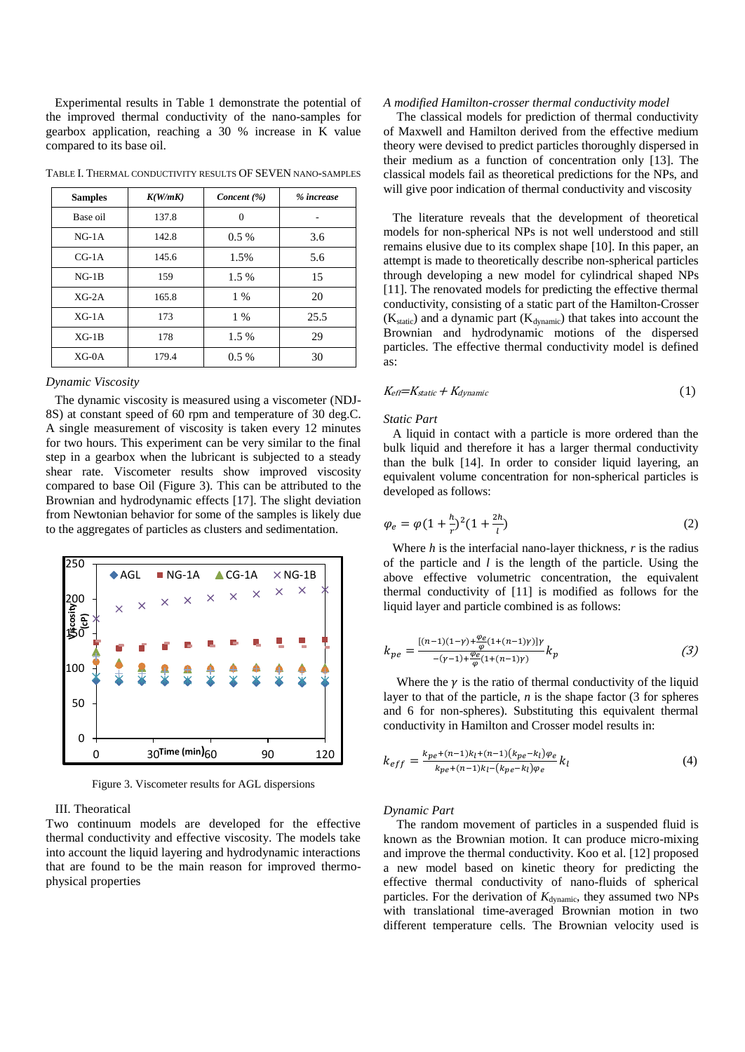Experimental results in Table 1 demonstrate the potential of the improved thermal conductivity of the nano-samples for gearbox application, reaching a 30 % increase in K value compared to its base oil.

TABLE I. THERMAL CONDUCTIVITY RESULTS OF SEVEN NANO-SAMPLES

| Samples | *K(W/mK)* | *Concent (%)* | *% increase* |
|---|---|---|---|
| Base oil | 137.8 | 0 | - |
| NG-1A | 142.8 | 0.5 % | 3.6 |
| CG-1A | 145.6 | 1.5% | 5.6 |
| NG-1B | 159 | 1.5 % | 15 |
| XG-2A | 165.8 | 1 % | 20 |
| XG-1A | 173 | 1 % | 25.5 |
| XG-1B | 178 | 1.5 % | 29 |
| XG-0A | 179.4 | 0.5 % | 30 |

*Dynamic Viscosity*

The dynamic viscosity is measured using a viscometer (NDJ-8S) at constant speed of 60 rpm and temperature of 30 deg.C. A single measurement of viscosity is taken every 12 minutes for two hours. This experiment can be very similar to the final step in a gearbox when the lubricant is subjected to a steady shear rate. Viscometer results show improved viscosity compared to base Oil (Figure 3). This can be attributed to the Brownian and hydrodynamic effects [17]. The slight deviation from Newtonian behavior for some of the samples is likely due to the aggregates of particles as clusters and sedimentation.

Figure 3. Viscometer results for AGL dispersions

## III. Theoratical

Two continuum models are developed for the effective thermal conductivity and effective viscosity. The models take into account the liquid layering and hydrodynamic interactions that are found to be the main reason for improved thermo-physical properties

*A modified Hamilton-crosser thermal conductivity model*

The classical models for prediction of thermal conductivity of Maxwell and Hamilton derived from the effective medium theory were devised to predict particles thoroughly dispersed in their medium as a function of concentration only [13]. The classical models fail as theoretical predictions for the NPs, and will give poor indication of thermal conductivity and viscosity

The literature reveals that the development of theoretical models for non-spherical NPs is not well understood and still remains elusive due to its complex shape [10]. In this paper, an attempt is made to theoretically describe non-spherical particles through developing a new model for cylindrical shaped NPs [11]. The renovated models for predicting the effective thermal conductivity, consisting of a static part of the Hamilton-Crosser ($K_{static}$) and a dynamic part ($K_{dynamic}$) that takes into account the Brownian and hydrodynamic motions of the dispersed particles. The effective thermal conductivity model is defined as:

$$K_{eff}=K_{static}+K_{dynamic} \tag{1}$$

*Static Part*

A liquid in contact with a particle is more ordered than the bulk liquid and therefore it has a larger thermal conductivity than the bulk [14]. In order to consider liquid layering, an equivalent volume concentration for non-spherical particles is developed as follows:

$$\varphi_e = \varphi\left(1+\frac{h}{r}\right)^2\left(1+\frac{2h}{l}\right) \tag{2}$$

Where $h$ is the interfacial nano-layer thickness, $r$ is the radius of the particle and $l$ is the length of the particle. Using the above effective volumetric concentration, the equivalent thermal conductivity of [11] is modified as follows for the liquid layer and particle combined is as follows:

$$k_{pe} = \frac{[(n-1)(1-\gamma)+\frac{\varphi_e}{\varphi}(1+(n-1)\gamma)]\gamma}{-(\gamma-1)+\frac{\varphi_e}{\varphi}(1+(n-1)\gamma)}k_p \tag{3}$$

Where the $\gamma$ is the ratio of thermal conductivity of the liquid layer to that of the particle, $n$ is the shape factor (3 for spheres and 6 for non-spheres). Substituting this equivalent thermal conductivity in Hamilton and Crosser model results in:

$$k_{eff} = \frac{k_{pe}+(n-1)k_l+(n-1)(k_{pe}-k_l)\varphi_e}{k_{pe}+(n-1)k_l-(k_{pe}-k_l)\varphi_e}k_l \tag{4}$$

*Dynamic Part*

The random movement of particles in a suspended fluid is known as the Brownian motion. It can produce micro-mixing and improve the thermal conductivity. Koo et al. [12] proposed a new model based on kinetic theory for predicting the effective thermal conductivity of nano-fluids of spherical particles. For the derivation of $K_{dynamic}$, they assumed two NPs with translational time-averaged Brownian motion in two different temperature cells. The Brownian velocity used is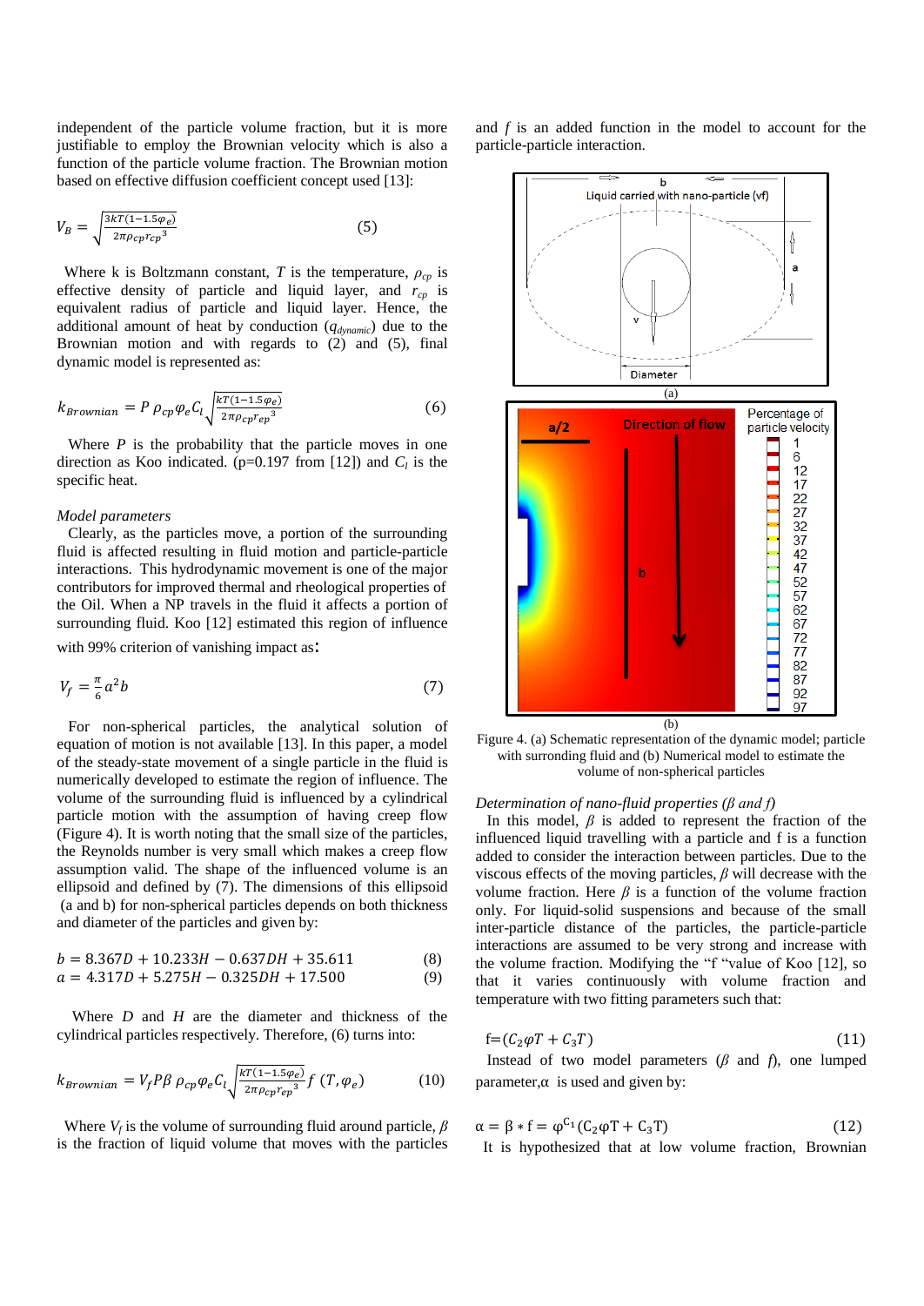independent of the particle volume fraction, but it is more justifiable to employ the Brownian velocity which is also a function of the particle volume fraction. The Brownian motion based on effective diffusion coefficient concept used [13]:

$$V_B = \sqrt{\frac{3kT(1-1.5\varphi_e)}{2\pi\rho_{cp}{r_{cp}}^3}} \qquad (5)$$

Where k is Boltzmann constant, $T$ is the temperature, $\rho_{cp}$ is effective density of particle and liquid layer, and $r_{cp}$ is equivalent radius of particle and liquid layer. Hence, the additional amount of heat by conduction ($q_{dynamic}$) due to the Brownian motion and with regards to (2) and (5), final dynamic model is represented as:

$$k_{Brownian} = P\,\rho_{cp}\varphi_e C_l\sqrt{\frac{kT(1-1.5\varphi_e)}{2\pi\rho_{cp}{r_{ep}}^3}} \qquad (6)$$

Where $P$ is the probability that the particle moves in one direction as Koo indicated. (p=0.197 from [12]) and $C_l$ is the specific heat.

*Model parameters*

Clearly, as the particles move, a portion of the surrounding fluid is affected resulting in fluid motion and particle-particle interactions. This hydrodynamic movement is one of the major contributors for improved thermal and rheological properties of the Oil. When a NP travels in the fluid it affects a portion of surrounding fluid. Koo [12] estimated this region of influence with 99% criterion of vanishing impact as:

$$V_f = \frac{\pi}{6}a^2 b \qquad (7)$$

For non-spherical particles, the analytical solution of equation of motion is not available [13]. In this paper, a model of the steady-state movement of a single particle in the fluid is numerically developed to estimate the region of influence. The volume of the surrounding fluid is influenced by a cylindrical particle motion with the assumption of having creep flow (Figure 4). It is worth noting that the small size of the particles, the Reynolds number is very small which makes a creep flow assumption valid. The shape of the influenced volume is an ellipsoid and defined by (7). The dimensions of this ellipsoid (a and b) for non-spherical particles depends on both thickness and diameter of the particles and given by:

$$b = 8.367D + 10.233H - 0.637DH + 35.611 \qquad (8)$$
$$a = 4.317D + 5.275H - 0.325DH + 17.500 \qquad (9)$$

Where $D$ and $H$ are the diameter and thickness of the cylindrical particles respectively. Therefore, (6) turns into:

$$k_{Brownian} = V_f P\beta\,\rho_{cp}\varphi_e C_l\sqrt{\frac{kT(1-1.5\varphi_e)}{2\pi\rho_{cp}{r_{ep}}^3}}\,f\,(T,\varphi_e) \qquad (10)$$

Where $V_f$ is the volume of surrounding fluid around particle, $\beta$ is the fraction of liquid volume that moves with the particles and $f$ is an added function in the model to account for the particle-particle interaction.

(a)

(b)

Figure 4. (a) Schematic representation of the dynamic model; particle with surrounding fluid and (b) Numerical model to estimate the volume of non-spherical particles

*Determination of nano-fluid properties ($\beta$ and $f$)*

In this model, $\beta$ is added to represent the fraction of the influenced liquid travelling with a particle and f is a function added to consider the interaction between particles. Due to the viscous effects of the moving particles, $\beta$ will decrease with the volume fraction. Here $\beta$ is a function of the volume fraction only. For liquid-solid suspensions and because of the small inter-particle distance of the particles, the particle-particle interactions are assumed to be very strong and increase with the volume fraction. Modifying the "f "value of Koo [12], so that it varies continuously with volume fraction and temperature with two fitting parameters such that:

$$f = (C_2\varphi T + C_3 T) \qquad (11)$$

Instead of two model parameters ($\beta$ and $f$), one lumped parameter, $\alpha$ is used and given by:

$$\alpha = \beta * f = \varphi^{C_1}(C_2\varphi T + C_3 T) \qquad (12)$$

It is hypothesized that at low volume fraction, Brownian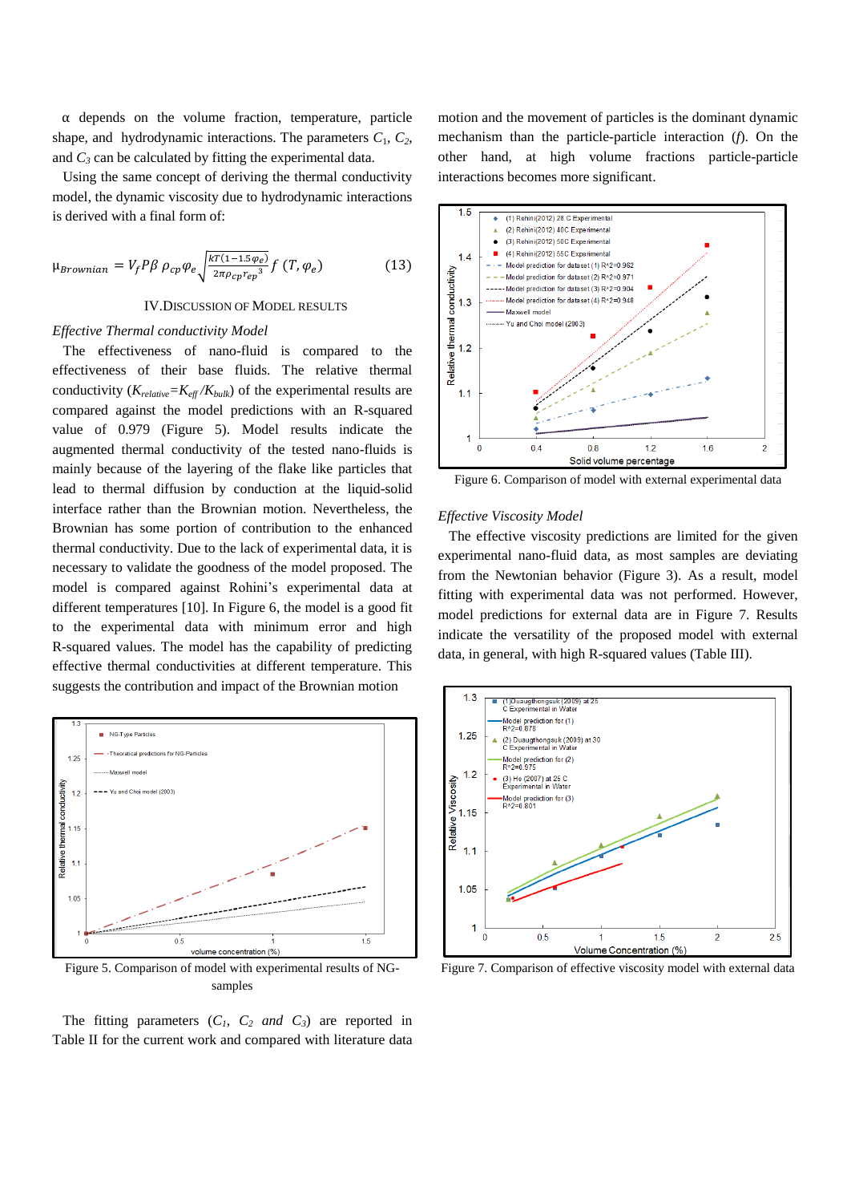α depends on the volume fraction, temperature, particle shape, and hydrodynamic interactions. The parameters $C_1$, $C_2$, and $C_3$ can be calculated by fitting the experimental data.

Using the same concept of deriving the thermal conductivity model, the dynamic viscosity due to hydrodynamic interactions is derived with a final form of:

$$\mu_{Brownian} = V_f P\beta\, \rho_{cp}\varphi_e \sqrt{\frac{kT(1-1.5\varphi_e)}{2\pi\rho_{cp}{r_{ep}}^3}}\, f\,(T,\varphi_e) \qquad (13)$$

## IV. Discussion of Model Results

### *Effective Thermal conductivity Model*

The effectiveness of nano-fluid is compared to the effectiveness of their base fluids. The relative thermal conductivity ($K_{relative}=K_{eff}/K_{bulk}$) of the experimental results are compared against the model predictions with an R-squared value of 0.979 (Figure 5). Model results indicate the augmented thermal conductivity of the tested nano-fluids is mainly because of the layering of the flake like particles that lead to thermal diffusion by conduction at the liquid-solid interface rather than the Brownian motion. Nevertheless, the Brownian has some portion of contribution to the enhanced thermal conductivity. Due to the lack of experimental data, it is necessary to validate the goodness of the model proposed. The model is compared against Rohini's experimental data at different temperatures [10]. In Figure 6, the model is a good fit to the experimental data with minimum error and high R-squared values. The model has the capability of predicting effective thermal conductivities at different temperature. This suggests the contribution and impact of the Brownian motion

Figure 5. Comparison of model with experimental results of NG-samples

The fitting parameters ($C_1$, $C_2$ *and* $C_3$) are reported in Table II for the current work and compared with literature data

motion and the movement of particles is the dominant dynamic mechanism than the particle-particle interaction (*f*). On the other hand, at high volume fractions particle-particle interactions becomes more significant.

Figure 6. Comparison of model with external experimental data

### *Effective Viscosity Model*

The effective viscosity predictions are limited for the given experimental nano-fluid data, as most samples are deviating from the Newtonian behavior (Figure 3). As a result, model fitting with experimental data was not performed. However, model predictions for external data are in Figure 7. Results indicate the versatility of the proposed model with external data, in general, with high R-squared values (Table III).

Figure 7. Comparison of effective viscosity model with external data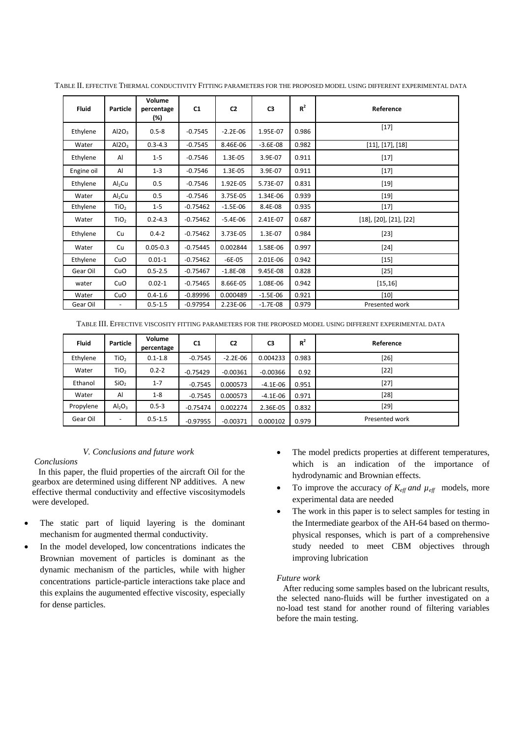TABLE II. EFFECTIVE THERMAL CONDUCTIVITY FITTING PARAMETERS FOR THE PROPOSED MODEL USING DIFFERENT EXPERIMENTAL DATA

| Fluid | Particle | Volume percentage (%) | C1 | C2 | C3 | $R^2$ | Reference |
|---|---|---|---|---|---|---|---|
| Ethylene | $Al2O_3$ | 0.5-8 | -0.7545 | -2.2E-06 | 1.95E-07 | 0.986 | [17] |
| Water | $Al2O_3$ | 0.3-4.3 | -0.7545 | 8.46E-06 | -3.6E-08 | 0.982 | [11], [17], [18] |
| Ethylene | Al | 1-5 | -0.7546 | 1.3E-05 | 3.9E-07 | 0.911 | [17] |
| Engine oil | Al | 1-3 | -0.7546 | 1.3E-05 | 3.9E-07 | 0.911 | [17] |
| Ethylene | $Al_2Cu$ | 0.5 | -0.7546 | 1.92E-05 | 5.73E-07 | 0.831 | [19] |
| Water | $Al_2Cu$ | 0.5 | -0.7546 | 3.75E-05 | 1.34E-06 | 0.939 | [19] |
| Ethylene | $TiO_2$ | 1-5 | -0.75462 | -1.5E-06 | 8.4E-08 | 0.935 | [17] |
| Water | $TiO_2$ | 0.2-4.3 | -0.75462 | -5.4E-06 | 2.41E-07 | 0.687 | [18], [20], [21], [22] |
| Ethylene | Cu | 0.4-2 | -0.75462 | 3.73E-05 | 1.3E-07 | 0.984 | [23] |
| Water | Cu | 0.05-0.3 | -0.75445 | 0.002844 | 1.58E-06 | 0.997 | [24] |
| Ethylene | CuO | 0.01-1 | -0.75462 | -6E-05 | 2.01E-06 | 0.942 | [15] |
| Gear Oil | CuO | 0.5-2.5 | -0.75467 | -1.8E-08 | 9.45E-08 | 0.828 | [25] |
| water | CuO | 0.02-1 | -0.75465 | 8.66E-05 | 1.08E-06 | 0.942 | [15,16] |
| Water | CuO | 0.4-1.6 | -0.89996 | 0.000489 | -1.5E-06 | 0.921 | [10] |
| Gear Oil | - | 0.5-1.5 | -0.97954 | 2.23E-06 | -1.7E-08 | 0.979 | Presented work |

TABLE III. EFFECTIVE VISCOSITY FITTING PARAMETERS FOR THE PROPOSED MODEL USING DIFFERENT EXPERIMENTAL DATA

| Fluid | Particle | Volume percentage | C1 | C2 | C3 | $R^2$ | Reference |
|---|---|---|---|---|---|---|---|
| Ethylene | $TiO_2$ | 0.1-1.8 | -0.7545 | -2.2E-06 | 0.004233 | 0.983 | [26] |
| Water | $TiO_2$ | 0.2-2 | -0.75429 | -0.00361 | -0.00366 | 0.92 | [22] |
| Ethanol | $SiO_2$ | 1-7 | -0.7545 | 0.000573 | -4.1E-06 | 0.951 | [27] |
| Water | Al | 1-8 | -0.7545 | 0.000573 | -4.1E-06 | 0.971 | [28] |
| Propylene | $Al_2O_3$ | 0.5-3 | -0.75474 | 0.002274 | 2.36E-05 | 0.832 | [29] |
| Gear Oil | - | 0.5-1.5 | -0.97955 | -0.00371 | 0.000102 | 0.979 | Presented work |

## V. Conclusions and future work

### Conclusions

In this paper, the fluid properties of the aircraft Oil for the gearbox are determined using different NP additives. A new effective thermal conductivity and effective viscositymodels were developed.

- The static part of liquid layering is the dominant mechanism for augmented thermal conductivity.
- In the model developed, low concentrations indicates the Brownian movement of particles is dominant as the dynamic mechanism of the particles, while with higher concentrations particle-particle interactions take place and this explains the augumented effective viscosity, especially for dense particles.
- The model predicts properties at different temperatures, which is an indication of the importance of hydrodynamic and Brownian effects.
- To improve the accuracy *of* $K_{eff}$ *and* $\mu_{eff}$ models, more experimental data are needed
- The work in this paper is to select samples for testing in the Intermediate gearbox of the AH-64 based on thermo-physical responses, which is part of a comprehensive study needed to meet CBM objectives through improving lubrication

### Future work

After reducing some samples based on the lubricant results, the selected nano-fluids will be further investigated on a no-load test stand for another round of filtering variables before the main testing.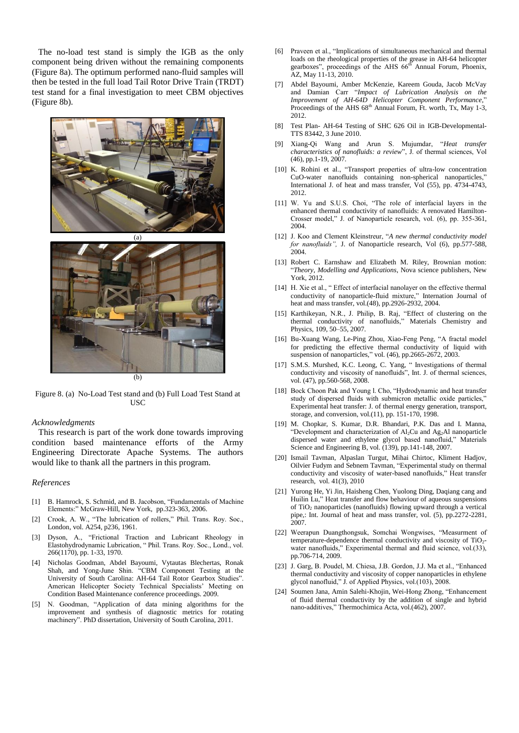The no-load test stand is simply the IGB as the only component being driven without the remaining components (Figure 8a). The optimum performed nano-fluid samples will then be tested in the full load Tail Rotor Drive Train (TRDT) test stand for a final investigation to meet CBM objectives (Figure 8b).

(a)

(b)

Figure 8. (a) No-Load Test stand and (b) Full Load Test Stand at USC

*Acknowledgments*

This research is part of the work done towards improving condition based maintenance efforts of the Army Engineering Directorate Apache Systems. The authors would like to thank all the partners in this program.

*References*

[1] B. Hamrock, S. Schmid, and B. Jacobson, "Fundamentals of Machine Elements:" McGraw-Hill, New York, pp.323-363, 2006.

[2] Crook, A. W., "The lubrication of rollers," Phil. Trans. Roy. Soc., London, vol. A254, p236, 1961.

[3] Dyson, A., "Frictional Traction and Lubricant Rheology in Elastohydrodynamic Lubrication, " Phil. Trans. Roy. Soc., Lond., vol. 266(1170), pp. 1-33, 1970.

[4] Nicholas Goodman, Abdel Bayoumi, Vytautas Blechertas, Ronak Shah, and Yong-June Shin. "CBM Component Testing at the University of South Carolina: AH-64 Tail Rotor Gearbox Studies". American Helicopter Society Technical Specialists' Meeting on Condition Based Maintenance conference proceedings. 2009.

[5] N. Goodman, "Application of data mining algorithms for the improvement and synthesis of diagnostic metrics for rotating machinery". PhD dissertation, University of South Carolina, 2011.

[6] Praveen et al., "Implications of simultaneous mechanical and thermal loads on the rheological properties of the grease in AH-64 helicopter gearboxes", proceedings of the AHS 66th Annual Forum, Phoenix, AZ, May 11-13, 2010.

[7] Abdel Bayoumi, Amber McKenzie, Kareem Gouda, Jacob McVay and Damian Carr "*Impact of Lubrication Analysis on the Improvement of AH-64D Helicopter Component Performance*," Proceedings of the AHS 68th Annual Forum, Ft. worth, Tx, May 1-3, 2012.

[8] Test Plan- AH-64 Testing of SHC 626 Oil in IGB-Developmental-TTS 83442, 3 June 2010.

[9] Xiang-Qi Wang and Arun S. Mujumdar, "*Heat transfer characteristics of nanofluids: a review*", J. of thermal sciences, Vol (46), pp.1-19, 2007.

[10] K. Rohini et al., "Transport properties of ultra-low concentration CuO-water nanofluids containing non-spherical nanoparticles," International J. of heat and mass transfer, Vol (55), pp. 4734-4743, 2012.

[11] W. Yu and S.U.S. Choi, "The role of interfacial layers in the enhanced thermal conductivity of nanofluids: A renovated Hamilton-Crosser model," J. of Nanoparticle research, vol. (6), pp. 355-361, 2004.

[12] J. Koo and Clement Kleinstreur, "*A new thermal conductivity model for nanofluids",* J. of Nanoparticle research, Vol (6), pp.577-588, 2004.

[13] Robert C. Earnshaw and Elizabeth M. Riley, Brownian motion: "*Theory, Modelling and Applications*, Nova science publishers, New York, 2012.

[14] H. Xie et al., " Effect of interfacial nanolayer on the effective thermal conductivity of nanoparticle-fluid mixture," Internation Journal of heat and mass transfer, vol.(48), pp.2926-2932, 2004.

[15] Karthikeyan, N.R., J. Philip, B. Raj, "Effect of clustering on the thermal conductivity of nanofluids," Materials Chemistry and Physics, 109, 50–55, 2007.

[16] Bu-Xuang Wang, Le-Ping Zhou, Xiao-Feng Peng, "A fractal model for predicting the effective thermal conductivity of liquid with suspension of nanoparticles," vol. (46), pp.2665-2672, 2003.

[17] S.M.S. Murshed, K.C. Leong, C. Yang, " Investigations of thermal conductivity and viscosity of nanofluids", Int. J. of thermal sciences, vol. (47), pp.560-568, 2008.

[18] Bock Choon Pak and Young I. Cho, "Hydrodynamic and heat transfer study of dispersed fluids with submicron metallic oxide particles," Experimental heat transfer: J. of thermal energy generation, transport, storage, and conversion, vol.(11), pp. 151-170, 1998.

[19] M. Chopkar, S. Kumar, D.R. Bhandari, P.K. Das and I. Manna, "Development and characterization of $Al_2Cu$ and $Ag_2Al$ nanoparticle dispersed water and ethylene glycol based nanofluid," Materials Science and Engineering B, vol. (139), pp.141-148, 2007.

[20] Ismail Tavman, Alpaslan Turgut, Mihai Chirtoc, Kliment Hadjov, Oilvier Fudym and Sebnem Tavman, "Experimental study on thermal conductivity and viscosity of water-based nanofluids," Heat transfer research, vol. 41(3), 2010

[21] Yurong He, Yi Jin, Haisheng Chen, Yuolong Ding, Daqiang cang and Huilin Lu," Heat transfer and flow behaviour of aqueous suspensions of $TiO_2$ nanoparticles (nanofluids) flowing upward through a vertical pipe,: Int. Journal of heat and mass transfer, vol. (5), pp.2272-2281, 2007.

[22] Weerapun Duangthongsuk, Somchai Wongwises, "Measurment of temperature-dependence thermal conductivity and viscosity of $TiO_2$-water nanofluids," Experimental thermal and fluid science, vol.(33), pp.706-714, 2009.

[23] J. Garg, B. Poudel, M. Chiesa, J.B. Gordon, J.J. Ma et al., "Enhanced thermal conductivity and viscosity of copper nanoparticles in ethylene glycol nanofluid," J. of Applied Physics, vol.(103), 2008.

[24] Soumen Jana, Amin Salehi-Khojin, Wei-Hong Zhong, "Enhancement of fluid thermal conductivity by the addition of single and hybrid nano-additives," Thermochimica Acta, vol.(462), 2007.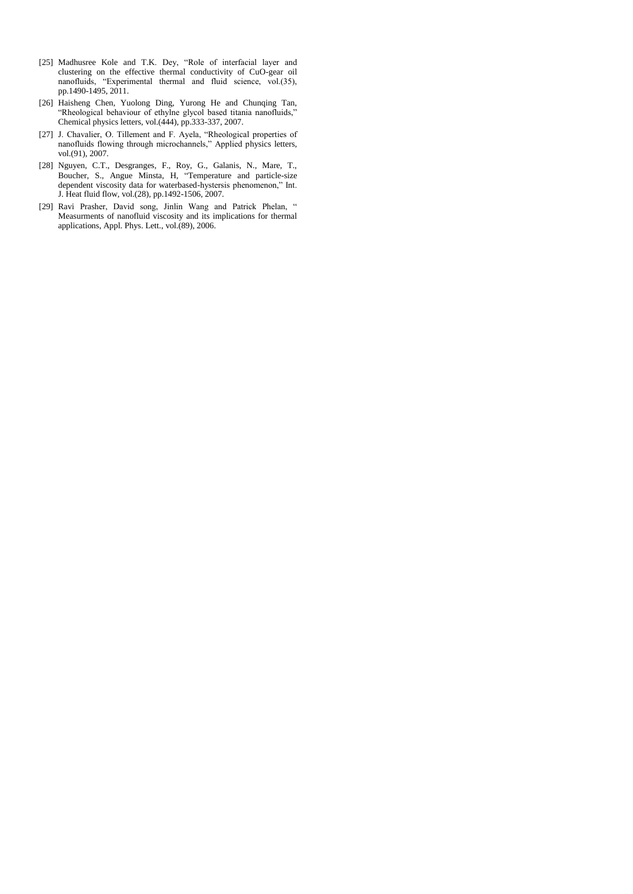[25] Madhusree Kole and T.K. Dey, "Role of interfacial layer and clustering on the effective thermal conductivity of CuO-gear oil nanofluids, "Experimental thermal and fluid science, vol.(35), pp.1490-1495, 2011.

[26] Haisheng Chen, Yuolong Ding, Yurong He and Chunqing Tan, "Rheological behaviour of ethylne glycol based titania nanofluids," Chemical physics letters, vol.(444), pp.333-337, 2007.

[27] J. Chavalier, O. Tillement and F. Ayela, "Rheological properties of nanofluids flowing through microchannels," Applied physics letters, vol.(91), 2007.

[28] Nguyen, C.T., Desgranges, F., Roy, G., Galanis, N., Mare, T., Boucher, S., Angue Minsta, H, "Temperature and particle-size dependent viscosity data for waterbased-hystersis phenomenon," Int. J. Heat fluid flow, vol.(28), pp.1492-1506, 2007.

[29] Ravi Prasher, David song, Jinlin Wang and Patrick Phelan, " Measurments of nanofluid viscosity and its implications for thermal applications, Appl. Phys. Lett., vol.(89), 2006.